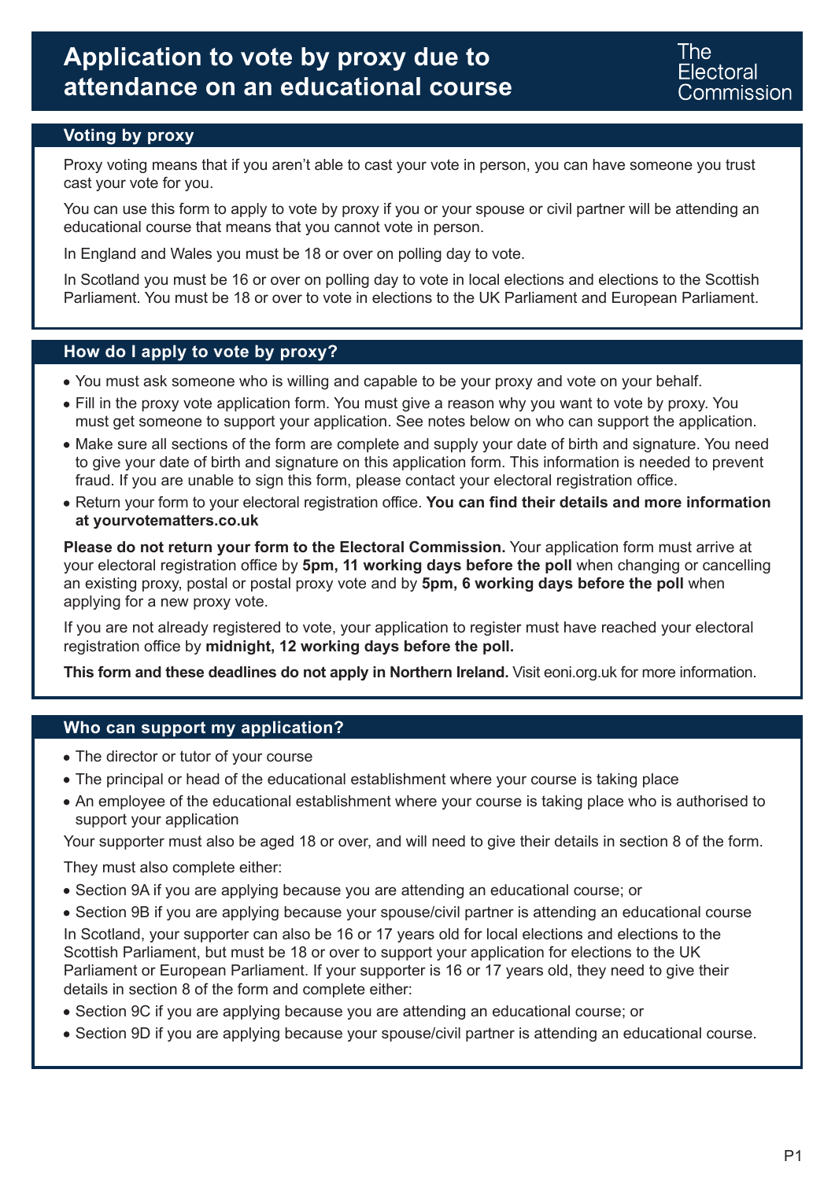# Application to vote by proxy due to attendance on an educational course

The Electoral Commission

## Voting by proxy

Proxy voting means that if you aren't able to cast your vote in person, you can have someone you trust cast your vote for you.

You can use this form to apply to vote by proxy if you or your spouse or civil partner will be attending an educational course that means that you cannot vote in person.

In England and Wales you must be 18 or over on polling day to vote.

In Scotland you must be 16 or over on polling day to vote in local elections and elections to the Scottish Parliament. You must be 18 or over to vote in elections to the UK Parliament and European Parliament.

## How do I apply to vote by proxy?

- You must ask someone who is willing and capable to be your proxy and vote on your behalf.
- Fill in the proxy vote application form. You must give a reason why you want to vote by proxy. You must get someone to support your application. See notes below on who can support the application.
- Make sure all sections of the form are complete and supply your date of birth and signature. You need to give your date of birth and signature on this application form. This information is needed to prevent fraud. If you are unable to sign this form, please contact your electoral registration office.
- Return your form to your electoral registration office. **You can find their details and more information at yourvotematters.co.uk**

**Please do not return your form to the Electoral Commission.** Your application form must arrive at your electoral registration office by **5pm, 11 working days before the poll** when changing or cancelling an existing proxy, postal or postal proxy vote and by **5pm, 6 working days before the poll** when applying for a new proxy vote.

If you are not already registered to vote, your application to register must have reached your electoral registration office by **midnight, 12 working days before the poll.**

**This form and these deadlines do not apply in Northern Ireland.** Visit eoni.org.uk for more information.

## Who can support my application?

- The director or tutor of your course
- The principal or head of the educational establishment where your course is taking place
- An employee of the educational establishment where your course is taking place who is authorised to support your application

Your supporter must also be aged 18 or over, and will need to give their details in section 8 of the form.

They must also complete either:

- Section 9A if you are applying because you are attending an educational course; or
- Section 9B if you are applying because your spouse/civil partner is attending an educational course

In Scotland, your supporter can also be 16 or 17 years old for local elections and elections to the Scottish Parliament, but must be 18 or over to support your application for elections to the UK Parliament or European Parliament. If your supporter is 16 or 17 years old, they need to give their details in section 8 of the form and complete either:

- Section 9C if you are applying because you are attending an educational course; or
- Section 9D if you are applying because your spouse/civil partner is attending an educational course.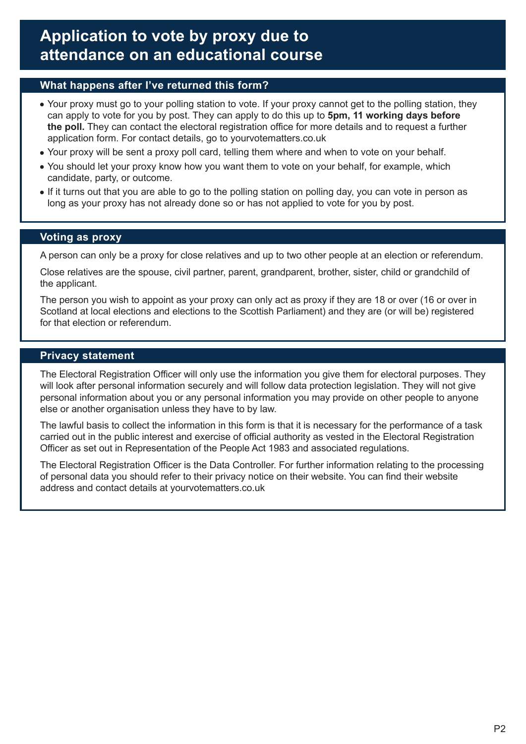# Application to vote by proxy due to attendance on an educational course

## What happens after I've returned this form?

- Your proxy must go to your polling station to vote. If your proxy cannot get to the polling station, they can apply to vote for you by post. They can apply to do this up to **5pm, 11 working days before the poll.** They can contact the electoral registration office for more details and to request a further application form. For contact details, go to yourvotematters.co.uk
- Your proxy will be sent a proxy poll card, telling them where and when to vote on your behalf.
- You should let your proxy know how you want them to vote on your behalf, for example, which candidate, party, or outcome.
- If it turns out that you are able to go to the polling station on polling day, you can vote in person as long as your proxy has not already done so or has not applied to vote for you by post.

## Voting as proxy

A person can only be a proxy for close relatives and up to two other people at an election or referendum.

Close relatives are the spouse, civil partner, parent, grandparent, brother, sister, child or grandchild of the applicant.

The person you wish to appoint as your proxy can only act as proxy if they are 18 or over (16 or over in Scotland at local elections and elections to the Scottish Parliament) and they are (or will be) registered for that election or referendum.

## Privacy statement

The Electoral Registration Officer will only use the information you give them for electoral purposes. They will look after personal information securely and will follow data protection legislation. They will not give personal information about you or any personal information you may provide on other people to anyone else or another organisation unless they have to by law.

The lawful basis to collect the information in this form is that it is necessary for the performance of a task carried out in the public interest and exercise of official authority as vested in the Electoral Registration Officer as set out in Representation of the People Act 1983 and associated regulations.

The Electoral Registration Officer is the Data Controller. For further information relating to the processing of personal data you should refer to their privacy notice on their website. You can find their website address and contact details at yourvotematters.co.uk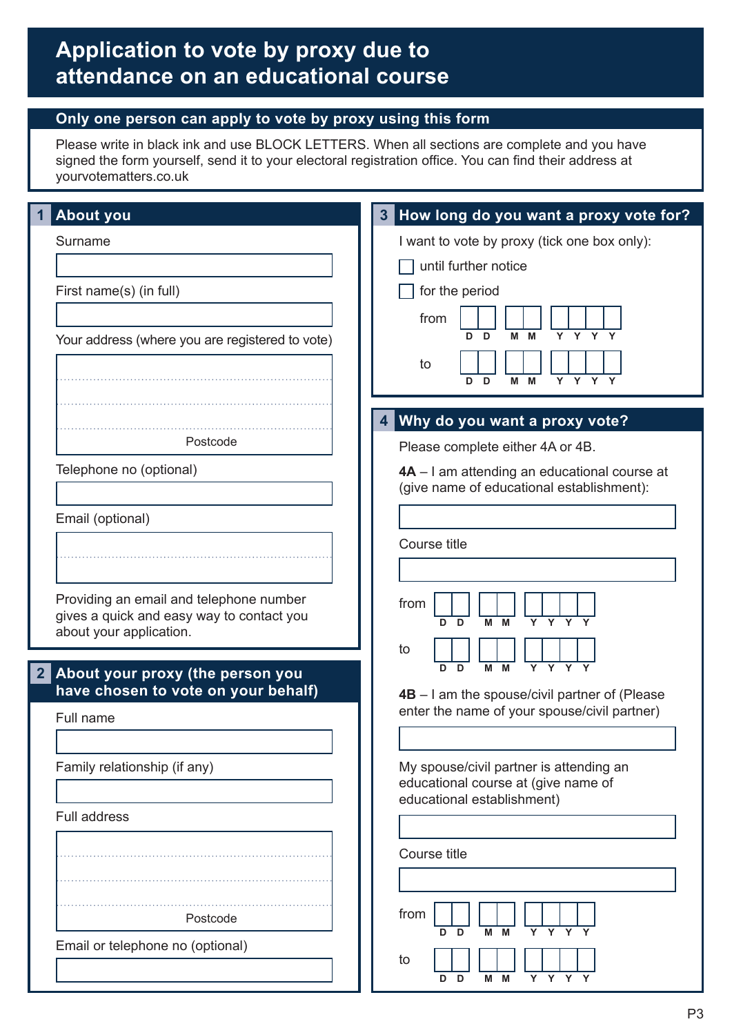# Application to vote by proxy due to attendance on an educational course

## Only one person can apply to vote by proxy using this form

Please write in black ink and use BLOCK LETTERS. When all sections are complete and you have signed the form yourself, send it to your electoral registration office. You can find their address at yourvotematters.co.uk

## 1 About you

Surname

First name(s) (in full)

Your address (where you are registered to vote)

Postcode

Telephone no (optional)

Email (optional)

Providing an email and telephone number gives a quick and easy way to contact you about your application.

## 2 About your proxy (the person you have chosen to vote on your behalf)

Full name

Family relationship (if any)

Full address

Postcode

Email or telephone no (optional)

## 3 How long do you want a proxy vote for?

I want to vote by proxy (tick one box only):

- ☐ until further notice
- ☐ for the period

from D D M M Y Y Y Y

to D D M M Y Y Y Y

## 4 Why do you want a proxy vote?

Please complete either 4A or 4B.

**4A** – I am attending an educational course at (give name of educational establishment):

Course title

from D D M M Y Y Y Y

to D D M M Y Y Y Y

**4B** – I am the spouse/civil partner of (Please enter the name of your spouse/civil partner)

My spouse/civil partner is attending an educational course at (give name of educational establishment)

Course title

from D D M M Y Y Y Y

to D D M M Y Y Y Y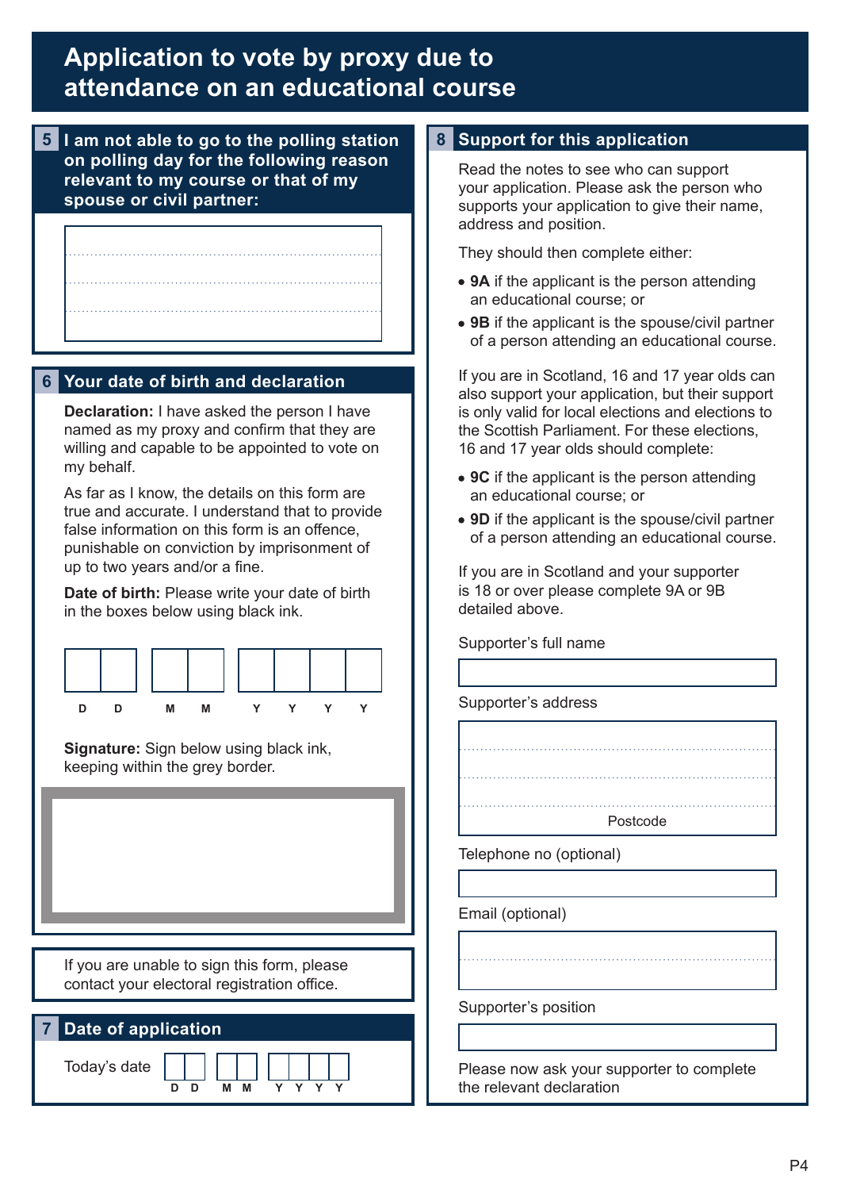# Application to vote by proxy due to attendance on an educational course

## 5 I am not able to go to the polling station on polling day for the following reason relevant to my course or that of my spouse or civil partner:

## 6 Your date of birth and declaration

**Declaration:** I have asked the person I have named as my proxy and confirm that they are willing and capable to be appointed to vote on my behalf.

As far as I know, the details on this form are true and accurate. I understand that to provide false information on this form is an offence, punishable on conviction by imprisonment of up to two years and/or a fine.

**Date of birth:** Please write your date of birth in the boxes below using black ink.

D D M M Y Y Y Y

**Signature:** Sign below using black ink, keeping within the grey border.

If you are unable to sign this form, please contact your electoral registration office.

## 7 Date of application

Today's date D D M M Y Y Y Y

## 8 Support for this application

Read the notes to see who can support your application. Please ask the person who supports your application to give their name, address and position.

They should then complete either:

- **9A** if the applicant is the person attending an educational course; or
- **9B** if the applicant is the spouse/civil partner of a person attending an educational course.

If you are in Scotland, 16 and 17 year olds can also support your application, but their support is only valid for local elections and elections to the Scottish Parliament. For these elections, 16 and 17 year olds should complete:

- **9C** if the applicant is the person attending an educational course; or
- **9D** if the applicant is the spouse/civil partner of a person attending an educational course.

If you are in Scotland and your supporter is 18 or over please complete 9A or 9B detailed above.

Supporter's full name

Supporter's address

Postcode

Telephone no (optional)

Email (optional)

Supporter's position

Please now ask your supporter to complete the relevant declaration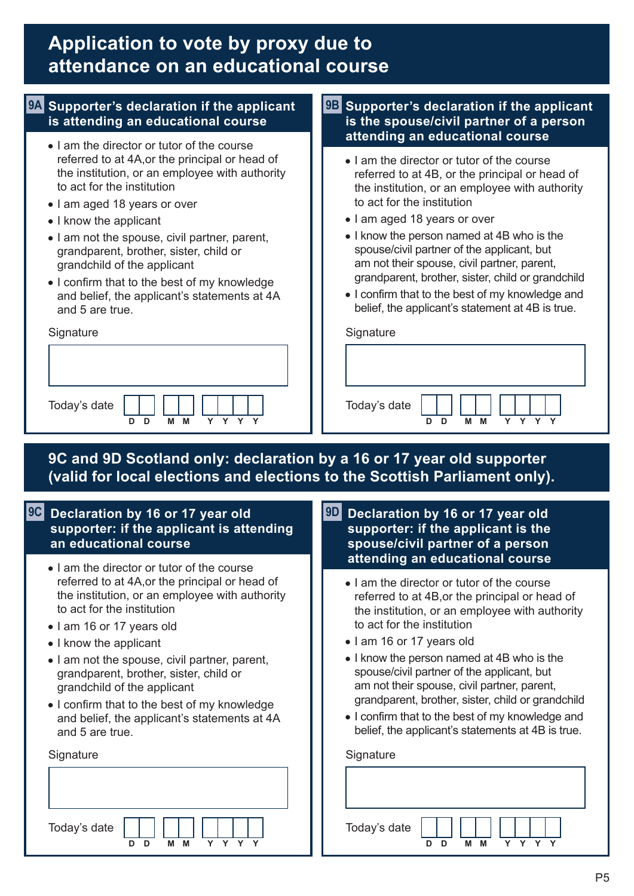# Application to vote by proxy due to attendance on an educational course

## 9A Supporter's declaration if the applicant is attending an educational course

- I am the director or tutor of the course referred to at 4A,or the principal or head of the institution, or an employee with authority to act for the institution
- I am aged 18 years or over
- I know the applicant
- I am not the spouse, civil partner, parent, grandparent, brother, sister, child or grandchild of the applicant
- I confirm that to the best of my knowledge and belief, the applicant's statements at 4A and 5 are true.

Signature

Today's date D D M M Y Y Y Y

## 9B Supporter's declaration if the applicant is the spouse/civil partner of a person attending an educational course

- I am the director or tutor of the course referred to at 4B, or the principal or head of the institution, or an employee with authority to act for the institution
- I am aged 18 years or over
- I know the person named at 4B who is the spouse/civil partner of the applicant, but am not their spouse, civil partner, parent, grandparent, brother, sister, child or grandchild
- I confirm that to the best of my knowledge and belief, the applicant's statement at 4B is true.

Signature

Today's date D D M M Y Y Y Y

## 9C and 9D Scotland only: declaration by a 16 or 17 year old supporter (valid for local elections and elections to the Scottish Parliament only).

## 9C Declaration by 16 or 17 year old supporter: if the applicant is attending an educational course

- I am the director or tutor of the course referred to at 4A,or the principal or head of the institution, or an employee with authority to act for the institution
- I am 16 or 17 years old
- I know the applicant
- I am not the spouse, civil partner, parent, grandparent, brother, sister, child or grandchild of the applicant
- I confirm that to the best of my knowledge and belief, the applicant's statements at 4A and 5 are true.

Signature

Today's date D D M M Y Y Y Y

## 9D Declaration by 16 or 17 year old supporter: if the applicant is the spouse/civil partner of a person attending an educational course

- I am the director or tutor of the course referred to at 4B,or the principal or head of the institution, or an employee with authority to act for the institution
- I am 16 or 17 years old
- I know the person named at 4B who is the spouse/civil partner of the applicant, but am not their spouse, civil partner, parent, grandparent, brother, sister, child or grandchild
- I confirm that to the best of my knowledge and belief, the applicant's statements at 4B is true.

Signature

Today's date D D M M Y Y Y Y